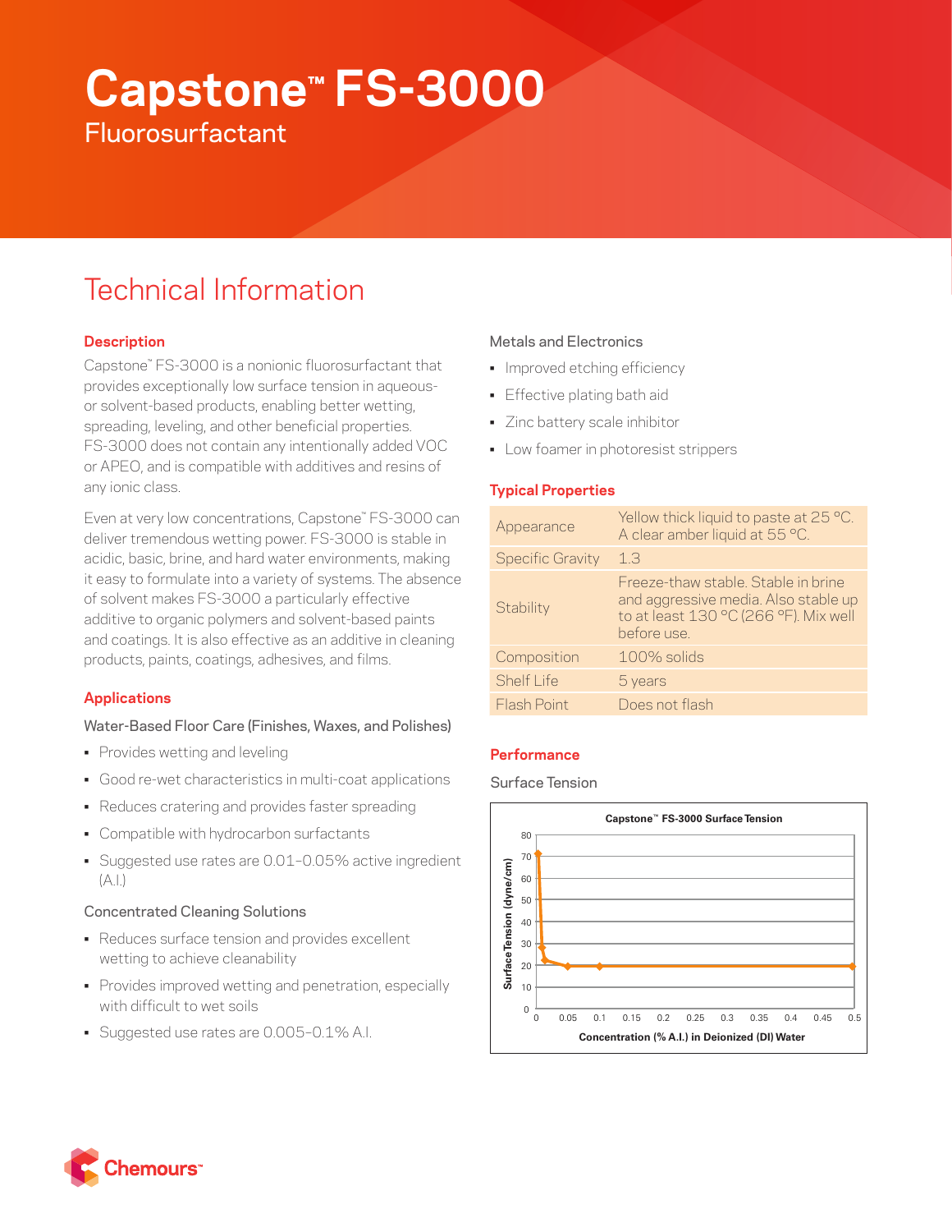# Capstone™ FS-3000

Fluorosurfactant

## Technical Information

### Description

Capstone™ FS-3000 is a nonionic fluorosurfactant that provides exceptionally low surface tension in aqueous- or solvent-based products, enabling better wetting, spreading, leveling, and other beneficial properties. FS-3000 does not contain any intentionally added VOC or APEO, and is compatible with additives and resins of any ionic class.

Even at very low concentrations, Capstone™ FS-3000 can deliver tremendous wetting power. FS-3000 is stable in acidic, basic, brine, and hard water environments, making it easy to formulate into a variety of systems. The absence of solvent makes FS-3000 a particularly effective additive to organic polymers and solvent-based paints and coatings. It is also effective as an additive in cleaning products, paints, coatings, adhesives, and films.

### Applications

Water-Based Floor Care (Finishes, Waxes, and Polishes)

- Provides wetting and leveling
- Good re-wet characteristics in multi-coat applications
- Reduces cratering and provides faster spreading
- Compatible with hydrocarbon surfactants
- Suggested use rates are 0.01–0.05% active ingredient (A.I.)

Concentrated Cleaning Solutions

- Reduces surface tension and provides excellent wetting to achieve cleanability
- Provides improved wetting and penetration, especially with difficult to wet soils
- Suggested use rates are 0.005–0.1% A.I.

Metals and Electronics

- Improved etching efficiency
- Effective plating bath aid
- Zinc battery scale inhibitor
- Low foamer in photoresist strippers

### Typical Properties

| | |
|---|---|
| Appearance | Yellow thick liquid to paste at 25 °C. A clear amber liquid at 55 °C. |
| Specific Gravity | 1.3 |
| Stability | Freeze-thaw stable. Stable in brine and aggressive media. Also stable up to at least 130 °C (266 °F). Mix well before use. |
| Composition | 100% solids |
| Shelf Life | 5 years |
| Flash Point | Does not flash |

### Performance

Surface Tension

**Capstone™ FS-3000 Surface Tension**

Surface Tension (dyne/cm) vs. Concentration (% A.I.) in Deionized (DI) Water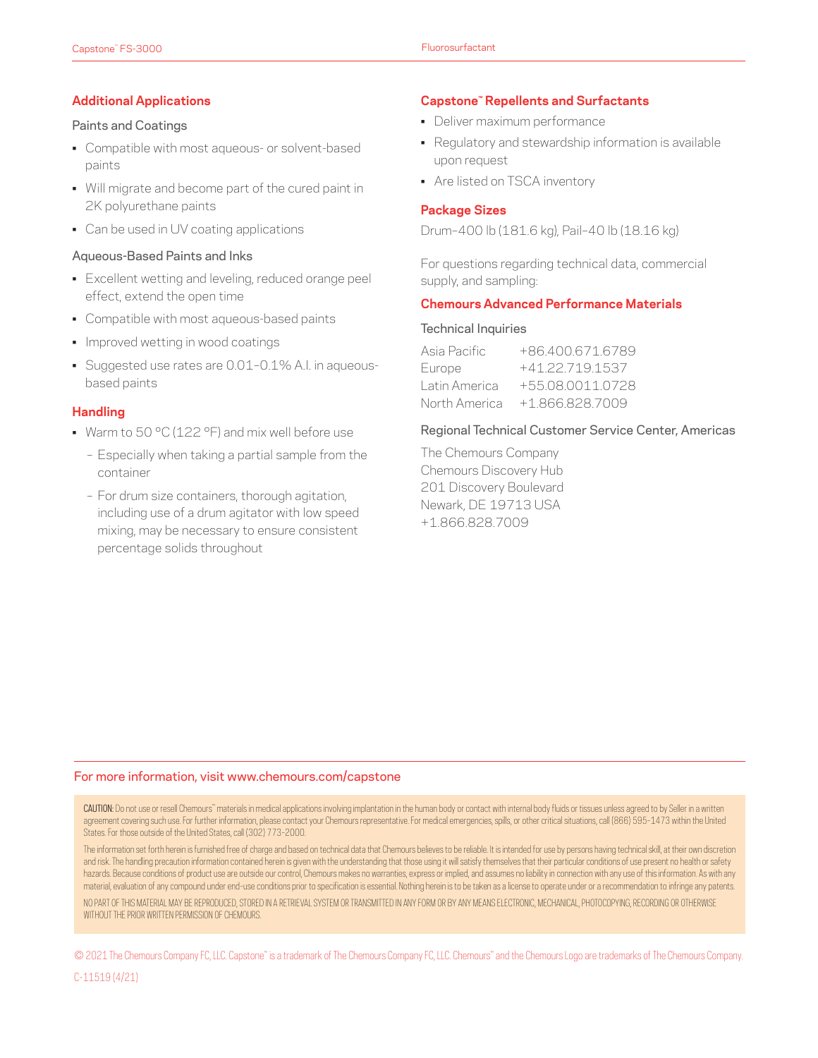## Additional Applications

### Paints and Coatings

- Compatible with most aqueous- or solvent-based paints
- Will migrate and become part of the cured paint in 2K polyurethane paints
- Can be used in UV coating applications

### Aqueous-Based Paints and Inks

- Excellent wetting and leveling, reduced orange peel effect, extend the open time
- Compatible with most aqueous-based paints
- Improved wetting in wood coatings
- Suggested use rates are 0.01–0.1% A.I. in aqueous-based paints

## Handling

- Warm to 50 °C (122 °F) and mix well before use
  - Especially when taking a partial sample from the container
  - For drum size containers, thorough agitation, including use of a drum agitator with low speed mixing, may be necessary to ensure consistent percentage solids throughout

## Capstone™ Repellents and Surfactants

- Deliver maximum performance
- Regulatory and stewardship information is available upon request
- Are listed on TSCA inventory

## Package Sizes

Drum–400 lb (181.6 kg), Pail–40 lb (18.16 kg)

For questions regarding technical data, commercial supply, and sampling:

## Chemours Advanced Performance Materials

### Technical Inquiries

| | |
|---|---|
| Asia Pacific | +86.400.671.6789 |
| Europe | +41.22.719.1537 |
| Latin America | +55.08.0011.0728 |
| North America | +1.866.828.7009 |

### Regional Technical Customer Service Center, Americas

The Chemours Company
Chemours Discovery Hub
201 Discovery Boulevard
Newark, DE 19713 USA
+1.866.828.7009

For more information, visit www.chemours.com/capstone

CAUTION: Do not use or resell Chemours™ materials in medical applications involving implantation in the human body or contact with internal body fluids or tissues unless agreed to by Seller in a written agreement covering such use. For further information, please contact your Chemours representative. For medical emergencies, spills, or other critical situations, call (866) 595-1473 within the United States. For those outside of the United States, call (302) 773-2000.

The information set forth herein is furnished free of charge and based on technical data that Chemours believes to be reliable. It is intended for use by persons having technical skill, at their own discretion and risk. The handling precaution information contained herein is given with the understanding that those using it will satisfy themselves that their particular conditions of use present no health or safety hazards. Because conditions of product use are outside our control, Chemours makes no warranties, express or implied, and assumes no liability in connection with any use of this information. As with any material, evaluation of any compound under end-use conditions prior to specification is essential. Nothing herein is to be taken as a license to operate under or a recommendation to infringe any patents.

NO PART OF THIS MATERIAL MAY BE REPRODUCED, STORED IN A RETRIEVAL SYSTEM OR TRANSMITTED IN ANY FORM OR BY ANY MEANS ELECTRONIC, MECHANICAL, PHOTOCOPYING, RECORDING OR OTHERWISE WITHOUT THE PRIOR WRITTEN PERMISSION OF CHEMOURS.

© 2021 The Chemours Company FC, LLC. Capstone™ is a trademark of The Chemours Company FC, LLC. Chemours™ and the Chemours Logo are trademarks of The Chemours Company.

C-11519 (4/21)